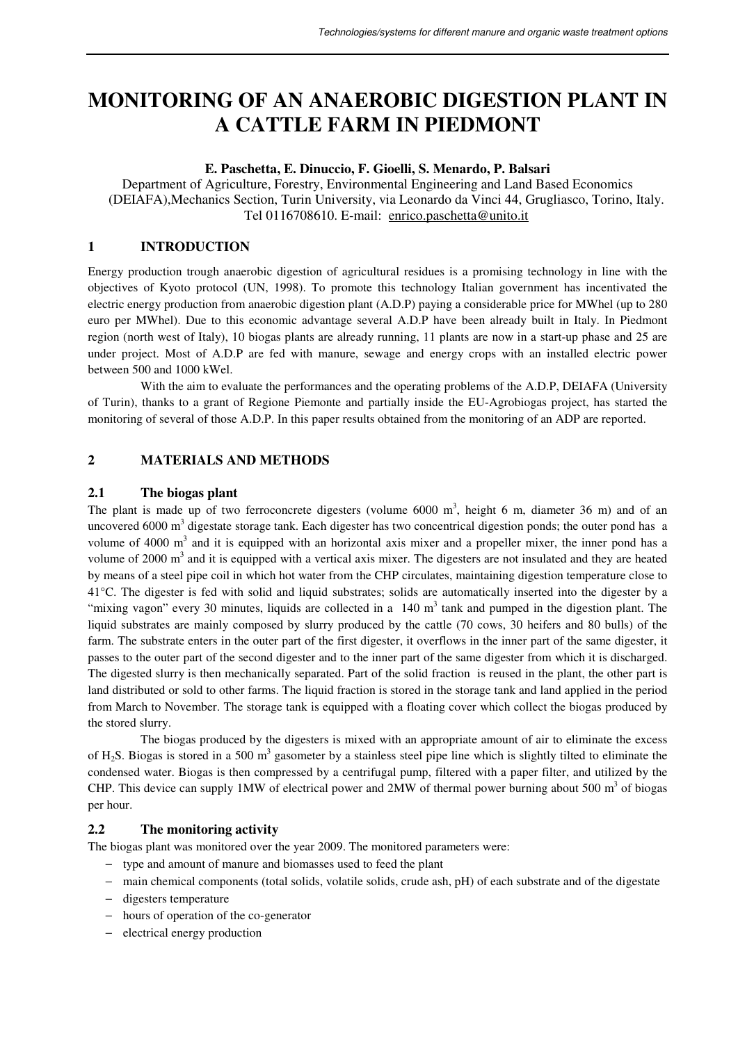# MONITORING OF AN ANAEROBIC DIGESTION PLANT IN A CATTLE FARM IN PIEDMONT

**E. Paschetta, E. Dinuccio, F. Gioelli, S. Menardo, P. Balsari**

Department of Agriculture, Forestry, Environmental Engineering and Land Based Economics (DEIAFA),Mechanics Section, Turin University, via Leonardo da Vinci 44, Grugliasco, Torino, Italy. Tel 0116708610. E-mail: enrico.paschetta@unito.it

## 1 INTRODUCTION

Energy production trough anaerobic digestion of agricultural residues is a promising technology in line with the objectives of Kyoto protocol (UN, 1998). To promote this technology Italian government has incentivated the electric energy production from anaerobic digestion plant (A.D.P) paying a considerable price for MWhel (up to 280 euro per MWhel). Due to this economic advantage several A.D.P have been already built in Italy. In Piedmont region (north west of Italy), 10 biogas plants are already running, 11 plants are now in a start-up phase and 25 are under project. Most of A.D.P are fed with manure, sewage and energy crops with an installed electric power between 500 and 1000 kWel.

With the aim to evaluate the performances and the operating problems of the A.D.P, DEIAFA (University of Turin), thanks to a grant of Regione Piemonte and partially inside the EU-Agrobiogas project, has started the monitoring of several of those A.D.P. In this paper results obtained from the monitoring of an ADP are reported.

## 2 MATERIALS AND METHODS

### 2.1 The biogas plant

The plant is made up of two ferroconcrete digesters (volume 6000 $m^3$, height 6 m, diameter 36 m) and of an uncovered 6000 $m^3$ digestate storage tank. Each digester has two concentrical digestion ponds; the outer pond has a volume of 4000 $m^3$ and it is equipped with an horizontal axis mixer and a propeller mixer, the inner pond has a volume of 2000 $m^3$ and it is equipped with a vertical axis mixer. The digesters are not insulated and they are heated by means of a steel pipe coil in which hot water from the CHP circulates, maintaining digestion temperature close to 41°C. The digester is fed with solid and liquid substrates; solids are automatically inserted into the digester by a "mixing vagon" every 30 minutes, liquids are collected in a 140 $m^3$ tank and pumped in the digestion plant. The liquid substrates are mainly composed by slurry produced by the cattle (70 cows, 30 heifers and 80 bulls) of the farm. The substrate enters in the outer part of the first digester, it overflows in the inner part of the same digester, it passes to the outer part of the second digester and to the inner part of the same digester from which it is discharged. The digested slurry is then mechanically separated. Part of the solid fraction is reused in the plant, the other part is land distributed or sold to other farms. The liquid fraction is stored in the storage tank and land applied in the period from March to November. The storage tank is equipped with a floating cover which collect the biogas produced by the stored slurry.

The biogas produced by the digesters is mixed with an appropriate amount of air to eliminate the excess of $H_2S$. Biogas is stored in a 500 $m^3$ gasometer by a stainless steel pipe line which is slightly tilted to eliminate the condensed water. Biogas is then compressed by a centrifugal pump, filtered with a paper filter, and utilized by the CHP. This device can supply 1MW of electrical power and 2MW of thermal power burning about 500 $m^3$ of biogas per hour.

### 2.2 The monitoring activity

The biogas plant was monitored over the year 2009. The monitored parameters were:

- type and amount of manure and biomasses used to feed the plant
- main chemical components (total solids, volatile solids, crude ash, pH) of each substrate and of the digestate
- digesters temperature
- hours of operation of the co-generator
- electrical energy production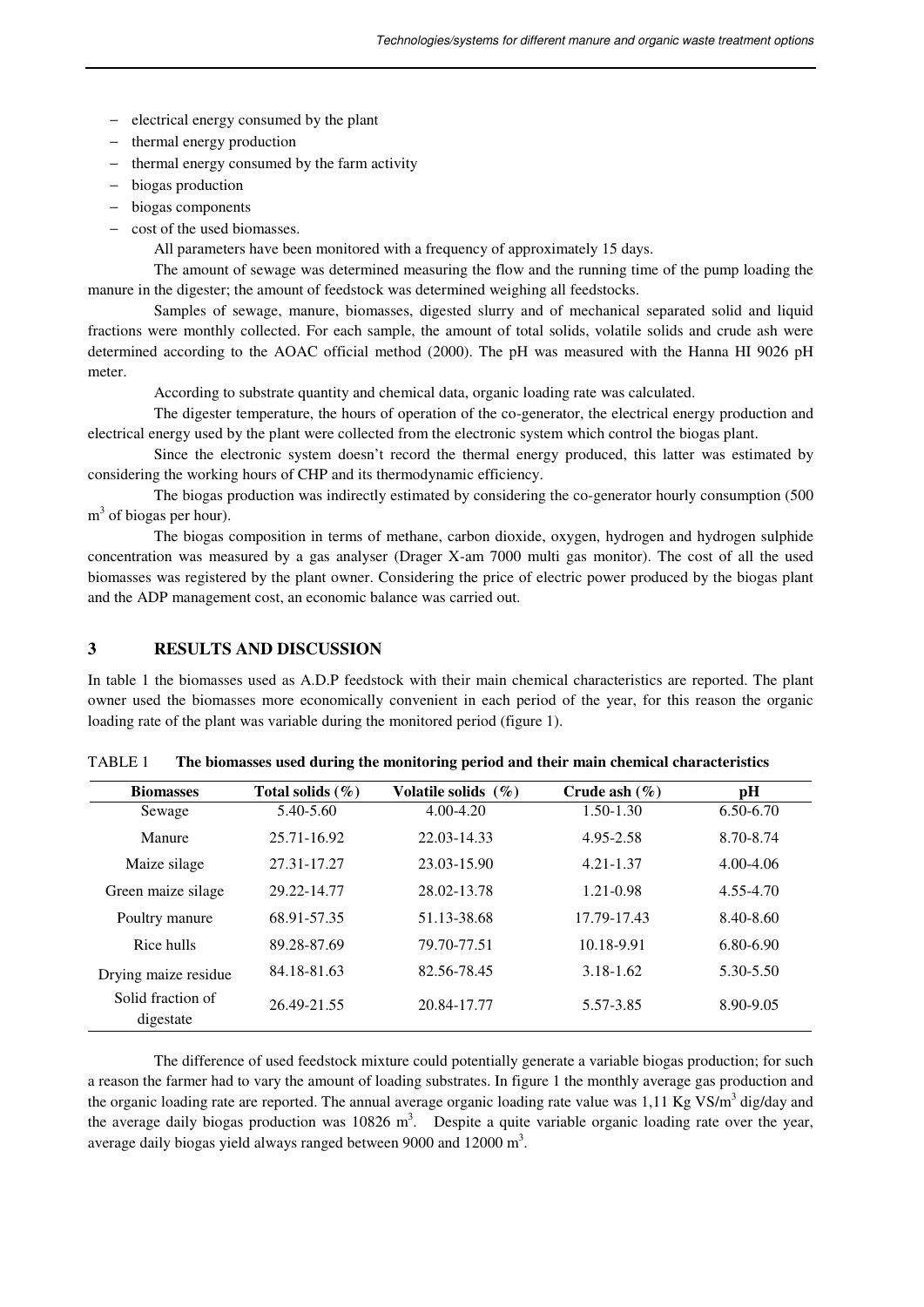- electrical energy consumed by the plant
- thermal energy production
- thermal energy consumed by the farm activity
- biogas production
- biogas components
- cost of the used biomasses.

All parameters have been monitored with a frequency of approximately 15 days.

The amount of sewage was determined measuring the flow and the running time of the pump loading the manure in the digester; the amount of feedstock was determined weighing all feedstocks.

Samples of sewage, manure, biomasses, digested slurry and of mechanical separated solid and liquid fractions were monthly collected. For each sample, the amount of total solids, volatile solids and crude ash were determined according to the AOAC official method (2000). The pH was measured with the Hanna HI 9026 pH meter.

According to substrate quantity and chemical data, organic loading rate was calculated.

The digester temperature, the hours of operation of the co-generator, the electrical energy production and electrical energy used by the plant were collected from the electronic system which control the biogas plant.

Since the electronic system doesn't record the thermal energy produced, this latter was estimated by considering the working hours of CHP and its thermodynamic efficiency.

The biogas production was indirectly estimated by considering the co-generator hourly consumption (500 $m^3$ of biogas per hour).

The biogas composition in terms of methane, carbon dioxide, oxygen, hydrogen and hydrogen sulphide concentration was measured by a gas analyser (Drager X-am 7000 multi gas monitor). The cost of all the used biomasses was registered by the plant owner. Considering the price of electric power produced by the biogas plant and the ADP management cost, an economic balance was carried out.

## 3 RESULTS AND DISCUSSION

In table 1 the biomasses used as A.D.P feedstock with their main chemical characteristics are reported. The plant owner used the biomasses more economically convenient in each period of the year, for this reason the organic loading rate of the plant was variable during the monitored period (figure 1).

TABLE 1 **The biomasses used during the monitoring period and their main chemical characteristics**

| Biomasses | Total solids (%) | Volatile solids (%) | Crude ash (%) | pH |
|---|---|---|---|---|
| Sewage | 5.40-5.60 | 4.00-4.20 | 1.50-1.30 | 6.50-6.70 |
| Manure | 25.71-16.92 | 22.03-14.33 | 4.95-2.58 | 8.70-8.74 |
| Maize silage | 27.31-17.27 | 23.03-15.90 | 4.21-1.37 | 4.00-4.06 |
| Green maize silage | 29.22-14.77 | 28.02-13.78 | 1.21-0.98 | 4.55-4.70 |
| Poultry manure | 68.91-57.35 | 51.13-38.68 | 17.79-17.43 | 8.40-8.60 |
| Rice hulls | 89.28-87.69 | 79.70-77.51 | 10.18-9.91 | 6.80-6.90 |
| Drying maize residue | 84.18-81.63 | 82.56-78.45 | 3.18-1.62 | 5.30-5.50 |
| Solid fraction of digestate | 26.49-21.55 | 20.84-17.77 | 5.57-3.85 | 8.90-9.05 |

The difference of used feedstock mixture could potentially generate a variable biogas production; for such a reason the farmer had to vary the amount of loading substrates. In figure 1 the monthly average gas production and the organic loading rate are reported. The annual average organic loading rate value was 1,11 Kg VS/$m^3$ dig/day and the average daily biogas production was 10826 $m^3$. Despite a quite variable organic loading rate over the year, average daily biogas yield always ranged between 9000 and 12000 $m^3$.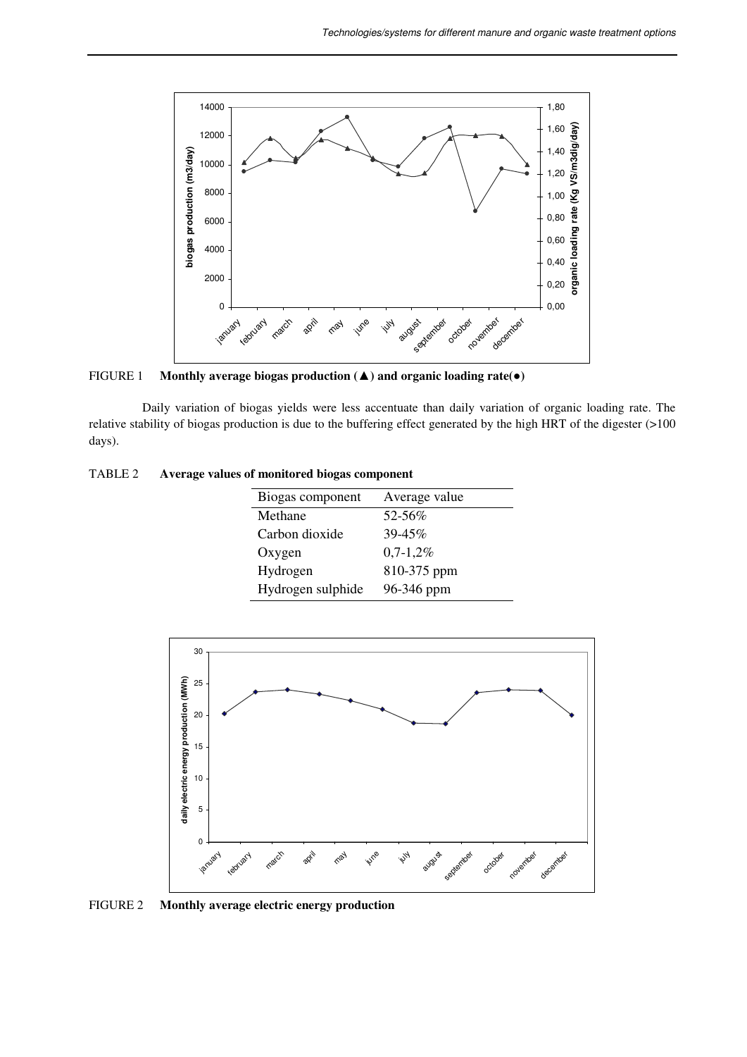FIGURE 1 **Monthly average biogas production (▲) and organic loading rate(●)**

Daily variation of biogas yields were less accentuate than daily variation of organic loading rate. The relative stability of biogas production is due to the buffering effect generated by the high HRT of the digester (>100 days).

TABLE 2 **Average values of monitored biogas component**

| Biogas component | Average value |
|---|---|
| Methane | 52-56% |
| Carbon dioxide | 39-45% |
| Oxygen | 0,7-1,2% |
| Hydrogen | 810-375 ppm |
| Hydrogen sulphide | 96-346 ppm |

FIGURE 2 **Monthly average electric energy production**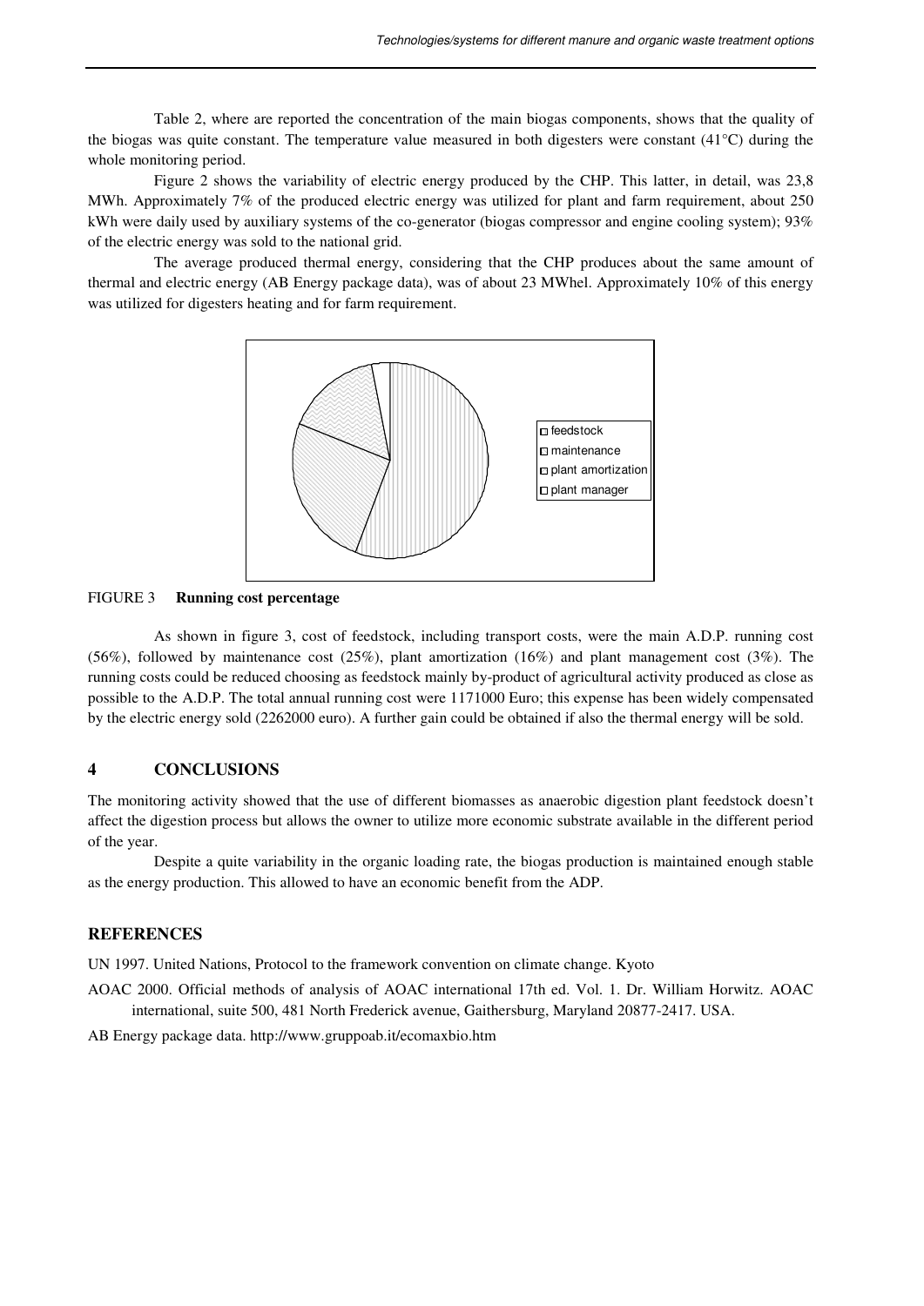Table 2, where are reported the concentration of the main biogas components, shows that the quality of the biogas was quite constant. The temperature value measured in both digesters were constant (41°C) during the whole monitoring period.

Figure 2 shows the variability of electric energy produced by the CHP. This latter, in detail, was 23,8 MWh. Approximately 7% of the produced electric energy was utilized for plant and farm requirement, about 250 kWh were daily used by auxiliary systems of the co-generator (biogas compressor and engine cooling system); 93% of the electric energy was sold to the national grid.

The average produced thermal energy, considering that the CHP produces about the same amount of thermal and electric energy (AB Energy package data), was of about 23 MWhel. Approximately 10% of this energy was utilized for digesters heating and for farm requirement.

feedstock
maintenance
plant amortization
plant manager

FIGURE 3 **Running cost percentage**

As shown in figure 3, cost of feedstock, including transport costs, were the main A.D.P. running cost (56%), followed by maintenance cost (25%), plant amortization (16%) and plant management cost (3%). The running costs could be reduced choosing as feedstock mainly by-product of agricultural activity produced as close as possible to the A.D.P. The total annual running cost were 1171000 Euro; this expense has been widely compensated by the electric energy sold (2262000 euro). A further gain could be obtained if also the thermal energy will be sold.

## 4 CONCLUSIONS

The monitoring activity showed that the use of different biomasses as anaerobic digestion plant feedstock doesn't affect the digestion process but allows the owner to utilize more economic substrate available in the different period of the year.

Despite a quite variability in the organic loading rate, the biogas production is maintained enough stable as the energy production. This allowed to have an economic benefit from the ADP.

## REFERENCES

UN 1997. United Nations, Protocol to the framework convention on climate change. Kyoto

AOAC 2000. Official methods of analysis of AOAC international 17th ed. Vol. 1. Dr. William Horwitz. AOAC international, suite 500, 481 North Frederick avenue, Gaithersburg, Maryland 20877-2417. USA.

AB Energy package data. http://www.gruppoab.it/ecomaxbio.htm